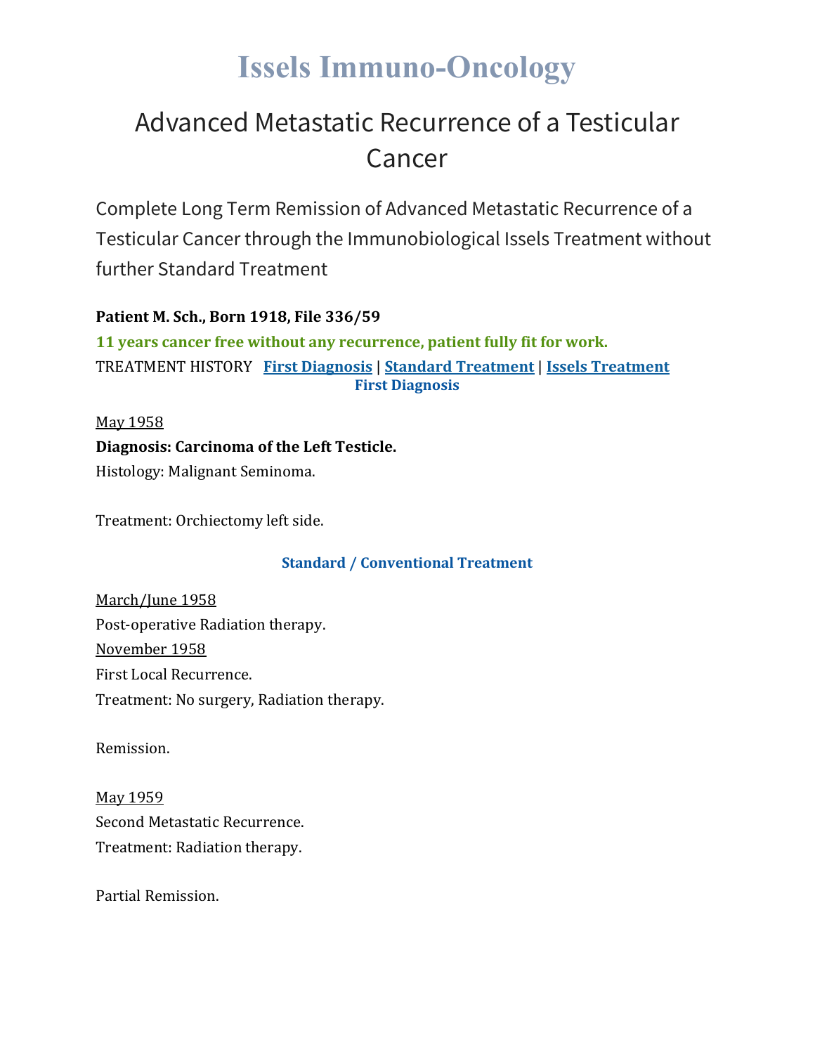# Issels Immuno-Oncology

## Advanced Metastatic Recurrence of a Testicular Cancer

Complete Long Term Remission of Advanced Metastatic Recurrence of a Testicular Cancer through the Immunobiological Issels Treatment without further Standard Treatment

**Patient M. Sch., Born 1918, File 336/59**

**11 years cancer free without any recurrence, patient fully fit for work.**

TREATMENT HISTORY **First Diagnosis** | **Standard Treatment** | **Issels Treatment**

### First Diagnosis

May 1958

**Diagnosis: Carcinoma of the Left Testicle.**

Histology: Malignant Seminoma.

Treatment: Orchiectomy left side.

### Standard / Conventional Treatment

March/June 1958

Post-operative Radiation therapy.

November 1958

First Local Recurrence.

Treatment: No surgery, Radiation therapy.

Remission.

May 1959

Second Metastatic Recurrence.

Treatment: Radiation therapy.

Partial Remission.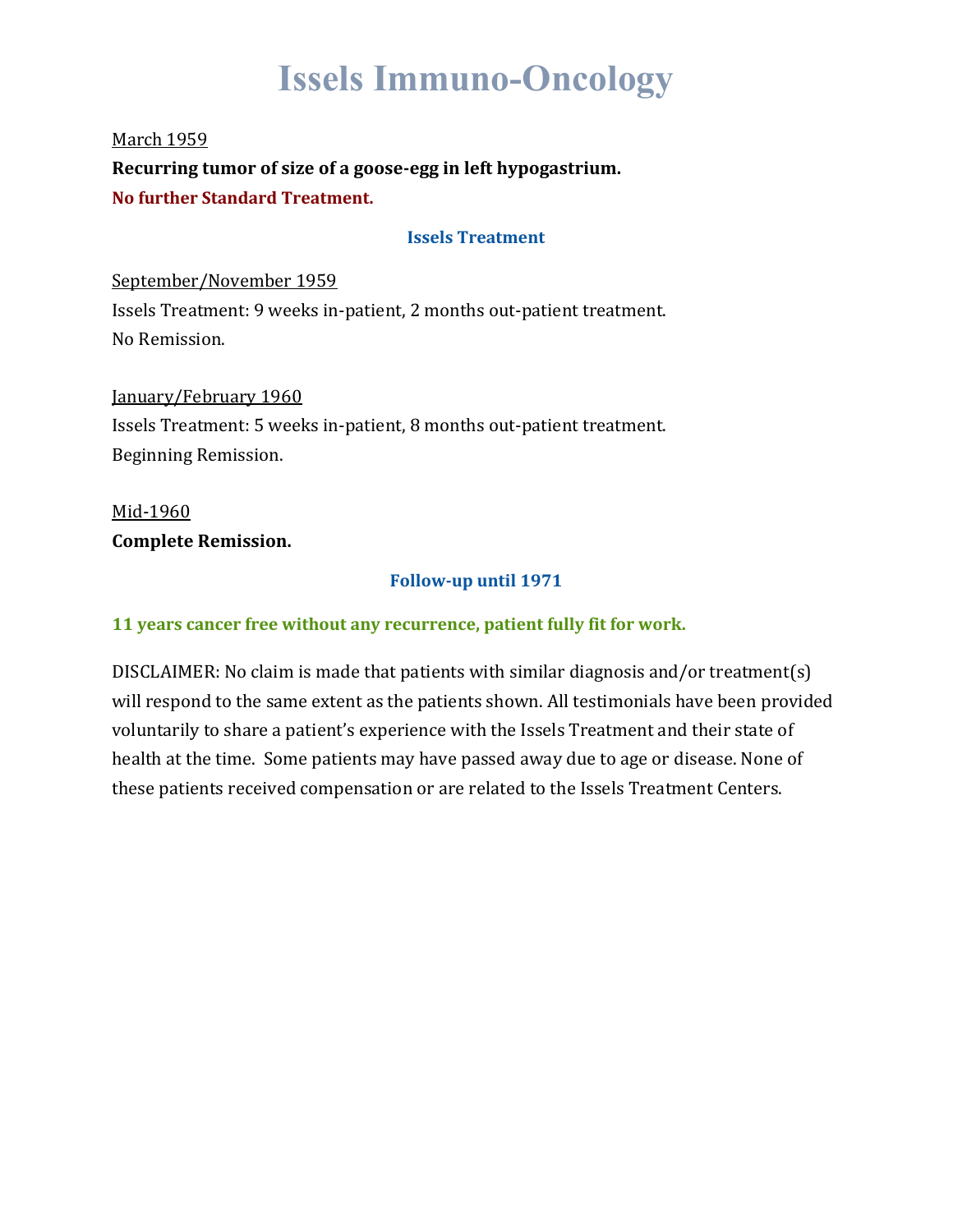# Issels Immuno-Oncology

March 1959

**Recurring tumor of size of a goose-egg in left hypogastrium.**

**No further Standard Treatment.**

**Issels Treatment**

September/November 1959

Issels Treatment: 9 weeks in-patient, 2 months out-patient treatment.
No Remission.

January/February 1960

Issels Treatment: 5 weeks in-patient, 8 months out-patient treatment.
Beginning Remission.

Mid-1960

**Complete Remission.**

**Follow-up until 1971**

**11 years cancer free without any recurrence, patient fully fit for work.**

DISCLAIMER: No claim is made that patients with similar diagnosis and/or treatment(s) will respond to the same extent as the patients shown. All testimonials have been provided voluntarily to share a patient's experience with the Issels Treatment and their state of health at the time. Some patients may have passed away due to age or disease. None of these patients received compensation or are related to the Issels Treatment Centers.